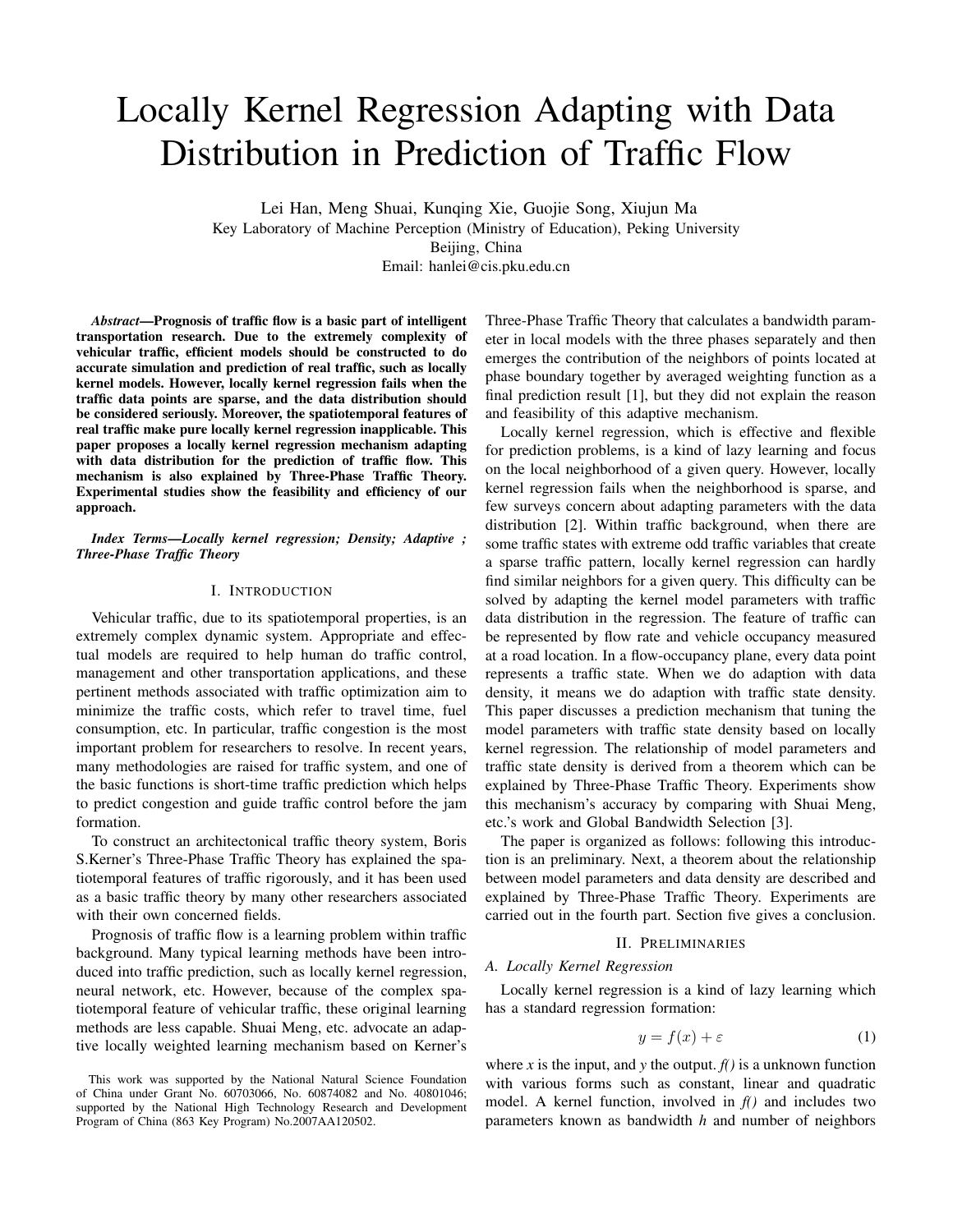# Locally Kernel Regression Adapting with Data Distribution in Prediction of Traffic Flow

Lei Han, Meng Shuai, Kunqing Xie, Guojie Song, Xiujun Ma
Key Laboratory of Machine Perception (Ministry of Education), Peking University
Beijing, China
Email: hanlei@cis.pku.edu.cn

***Abstract*—Prognosis of traffic flow is a basic part of intelligent transportation research. Due to the extremely complexity of vehicular traffic, efficient models should be constructed to do accurate simulation and prediction of real traffic, such as locally kernel models. However, locally kernel regression fails when the traffic data points are sparse, and the data distribution should be considered seriously. Moreover, the spatiotemporal features of real traffic make pure locally kernel regression inapplicable. This paper proposes a locally kernel regression mechanism adapting with data distribution for the prediction of traffic flow. This mechanism is also explained by Three-Phase Traffic Theory. Experimental studies show the feasibility and efficiency of our approach.**

***Index Terms*—*Locally kernel regression; Density; Adaptive ; Three-Phase Traffic Theory***

## I. Introduction

Vehicular traffic, due to its spatiotemporal properties, is an extremely complex dynamic system. Appropriate and effectual models are required to help human do traffic control, management and other transportation applications, and these pertinent methods associated with traffic optimization aim to minimize the traffic costs, which refer to travel time, fuel consumption, etc. In particular, traffic congestion is the most important problem for researchers to resolve. In recent years, many methodologies are raised for traffic system, and one of the basic functions is short-time traffic prediction which helps to predict congestion and guide traffic control before the jam formation.

To construct an architectonical traffic theory system, Boris S.Kerner's Three-Phase Traffic Theory has explained the spatiotemporal features of traffic rigorously, and it has been used as a basic traffic theory by many other researchers associated with their own concerned fields.

Prognosis of traffic flow is a learning problem within traffic background. Many typical learning methods have been introduced into traffic prediction, such as locally kernel regression, neural network, etc. However, because of the complex spatiotemporal feature of vehicular traffic, these original learning methods are less capable. Shuai Meng, etc. advocate an adaptive locally weighted learning mechanism based on Kerner's Three-Phase Traffic Theory that calculates a bandwidth parameter in local models with the three phases separately and then emerges the contribution of the neighbors of points located at phase boundary together by averaged weighting function as a final prediction result [1], but they did not explain the reason and feasibility of this adaptive mechanism.

Locally kernel regression, which is effective and flexible for prediction problems, is a kind of lazy learning and focus on the local neighborhood of a given query. However, locally kernel regression fails when the neighborhood is sparse, and few surveys concern about adapting parameters with the data distribution [2]. Within traffic background, when there are some traffic states with extreme odd traffic variables that create a sparse traffic pattern, locally kernel regression can hardly find similar neighbors for a given query. This difficulty can be solved by adapting the kernel model parameters with traffic data distribution in the regression. The feature of traffic can be represented by flow rate and vehicle occupancy measured at a road location. In a flow-occupancy plane, every data point represents a traffic state. When we do adaption with data density, it means we do adaption with traffic state density. This paper discusses a prediction mechanism that tuning the model parameters with traffic state density based on locally kernel regression. The relationship of model parameters and traffic state density is derived from a theorem which can be explained by Three-Phase Traffic Theory. Experiments show this mechanism's accuracy by comparing with Shuai Meng, etc.'s work and Global Bandwidth Selection [3].

The paper is organized as follows: following this introduction is an preliminary. Next, a theorem about the relationship between model parameters and data density are described and explained by Three-Phase Traffic Theory. Experiments are carried out in the fourth part. Section five gives a conclusion.

## II. Preliminaries

### A. Locally Kernel Regression

Locally kernel regression is a kind of lazy learning which has a standard regression formation:

$$y = f(x) + \varepsilon \tag{1}$$

where $x$ is the input, and $y$ the output. $f()$ is a unknown function with various forms such as constant, linear and quadratic model. A kernel function, involved in $f()$ and includes two parameters known as bandwidth $h$ and number of neighbors

This work was supported by the National Natural Science Foundation of China under Grant No. 60703066, No. 60874082 and No. 40801046; supported by the National High Technology Research and Development Program of China (863 Key Program) No.2007AA120502.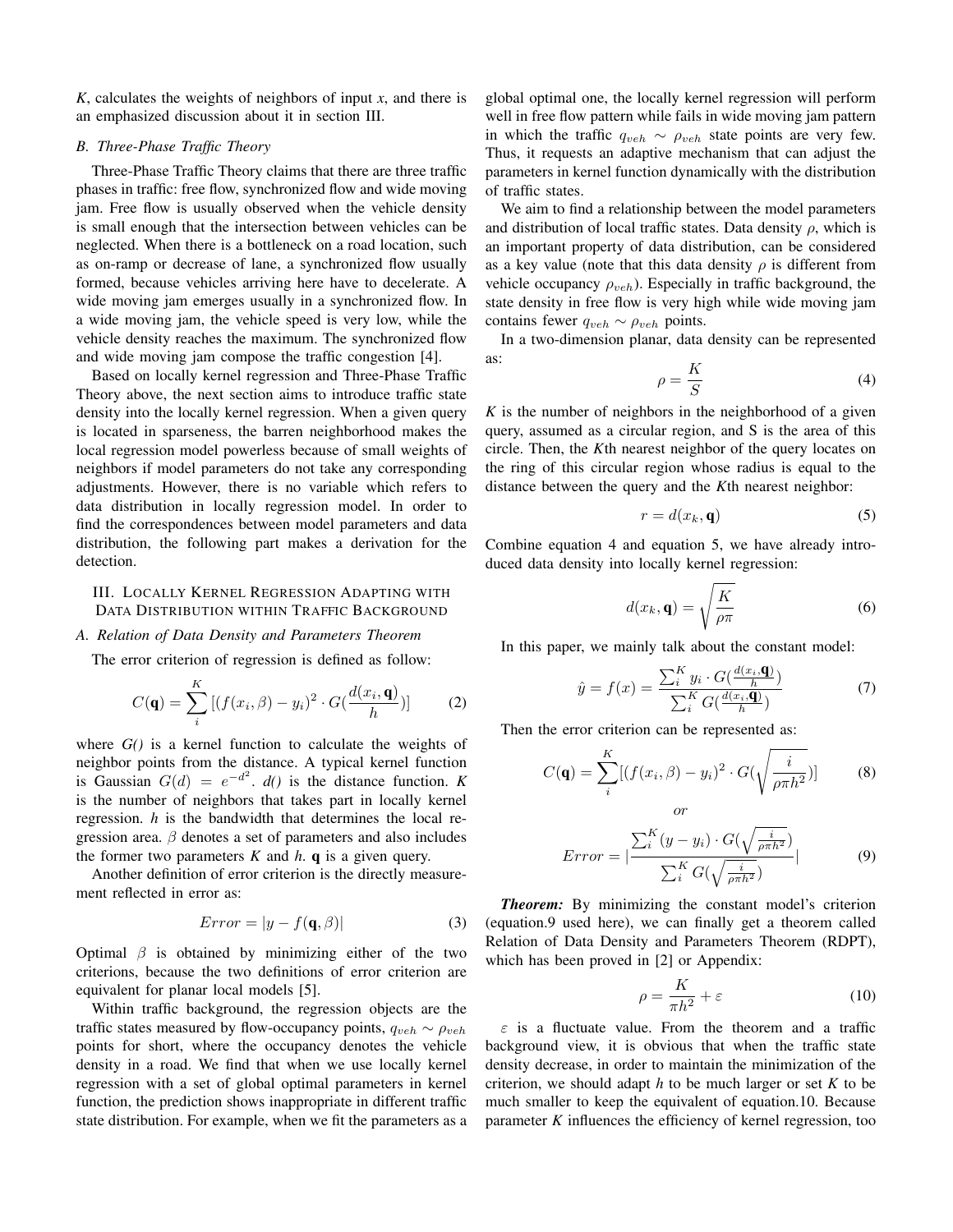*K*, calculates the weights of neighbors of input *x*, and there is an emphasized discussion about it in section III.

### *B. Three-Phase Traffic Theory*

Three-Phase Traffic Theory claims that there are three traffic phases in traffic: free flow, synchronized flow and wide moving jam. Free flow is usually observed when the vehicle density is small enough that the intersection between vehicles can be neglected. When there is a bottleneck on a road location, such as on-ramp or decrease of lane, a synchronized flow usually formed, because vehicles arriving here have to decelerate. A wide moving jam emerges usually in a synchronized flow. In a wide moving jam, the vehicle speed is very low, while the vehicle density reaches the maximum. The synchronized flow and wide moving jam compose the traffic congestion [4].

Based on locally kernel regression and Three-Phase Traffic Theory above, the next section aims to introduce traffic state density into the locally kernel regression. When a given query is located in sparseness, the barren neighborhood makes the local regression model powerless because of small weights of neighbors if model parameters do not take any corresponding adjustments. However, there is no variable which refers to data distribution in locally regression model. In order to find the correspondences between model parameters and data distribution, the following part makes a derivation for the detection.

## III. Locally Kernel Regression Adapting with Data Distribution within Traffic Background

### *A. Relation of Data Density and Parameters Theorem*

The error criterion of regression is defined as follow:

$$C(\mathbf{q}) = \sum_{i}^{K} [(f(x_i, \beta) - y_i)^2 \cdot G(\frac{d(x_i, \mathbf{q})}{h})] \tag{2}$$

where *G()* is a kernel function to calculate the weights of neighbor points from the distance. A typical kernel function is Gaussian $G(d) = e^{-d^2}$. *d()* is the distance function. *K* is the number of neighbors that takes part in locally kernel regression. *h* is the bandwidth that determines the local regression area. $\beta$ denotes a set of parameters and also includes the former two parameters *K* and *h*. $\mathbf{q}$ is a given query.

Another definition of error criterion is the directly measurement reflected in error as:

$$Error = |y - f(\mathbf{q}, \beta)| \tag{3}$$

Optimal $\beta$ is obtained by minimizing either of the two criterions, because the two definitions of error criterion are equivalent for planar local models [5].

Within traffic background, the regression objects are the traffic states measured by flow-occupancy points, $q_{veh} \sim \rho_{veh}$ points for short, where the occupancy denotes the vehicle density in a road. We find that when we use locally kernel regression with a set of global optimal parameters in kernel function, the prediction shows inappropriate in different traffic state distribution. For example, when we fit the parameters as a global optimal one, the locally kernel regression will perform well in free flow pattern while fails in wide moving jam pattern in which the traffic $q_{veh} \sim \rho_{veh}$ state points are very few. Thus, it requests an adaptive mechanism that can adjust the parameters in kernel function dynamically with the distribution of traffic states.

We aim to find a relationship between the model parameters and distribution of local traffic states. Data density $\rho$, which is an important property of data distribution, can be considered as a key value (note that this data density $\rho$ is different from vehicle occupancy $\rho_{veh}$). Especially in traffic background, the state density in free flow is very high while wide moving jam contains fewer $q_{veh} \sim \rho_{veh}$ points.

In a two-dimension planar, data density can be represented as:

$$\rho = \frac{K}{S} \tag{4}$$

*K* is the number of neighbors in the neighborhood of a given query, assumed as a circular region, and S is the area of this circle. Then, the *K*th nearest neighbor of the query locates on the ring of this circular region whose radius is equal to the distance between the query and the *K*th nearest neighbor:

$$r = d(x_k, \mathbf{q}) \tag{5}$$

Combine equation 4 and equation 5, we have already introduced data density into locally kernel regression:

$$d(x_k, \mathbf{q}) = \sqrt{\frac{K}{\rho\pi}} \tag{6}$$

In this paper, we mainly talk about the constant model:

$$\hat{y} = f(x) = \frac{\sum_{i}^{K} y_i \cdot G(\frac{d(x_i, \mathbf{q})}{h})}{\sum_{i}^{K} G(\frac{d(x_i, \mathbf{q})}{h})} \tag{7}$$

Then the error criterion can be represented as:

$$C(\mathbf{q}) = \sum_{i}^{K} [(f(x_i, \beta) - y_i)^2 \cdot G(\sqrt{\frac{i}{\rho\pi h^2}})] \tag{8}$$

$$or$$

$$Error = |\frac{\sum_{i}^{K} (y - y_i) \cdot G(\sqrt{\frac{i}{\rho\pi h^2}})}{\sum_{i}^{K} G(\sqrt{\frac{i}{\rho\pi h^2}})}| \tag{9}$$

***Theorem:*** By minimizing the constant model's criterion (equation.9 used here), we can finally get a theorem called Relation of Data Density and Parameters Theorem (RDPT), which has been proved in [2] or Appendix:

$$\rho = \frac{K}{\pi h^2} + \varepsilon \tag{10}$$

$\varepsilon$ is a fluctuate value. From the theorem and a traffic background view, it is obvious that when the traffic state density decrease, in order to maintain the minimization of the criterion, we should adapt *h* to be much larger or set *K* to be much smaller to keep the equivalent of equation.10. Because parameter *K* influences the efficiency of kernel regression, too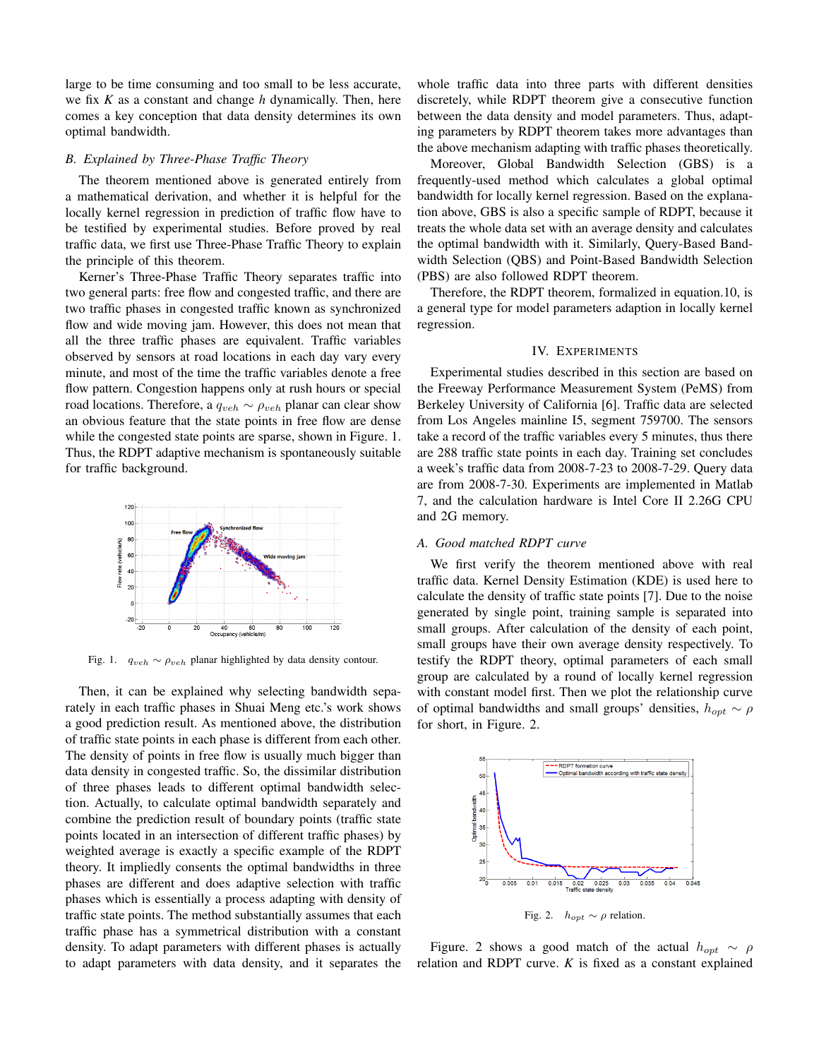large to be time consuming and too small to be less accurate, we fix *K* as a constant and change *h* dynamically. Then, here comes a key conception that data density determines its own optimal bandwidth.

### *B. Explained by Three-Phase Traffic Theory*

The theorem mentioned above is generated entirely from a mathematical derivation, and whether it is helpful for the locally kernel regression in prediction of traffic flow have to be testified by experimental studies. Before proved by real traffic data, we first use Three-Phase Traffic Theory to explain the principle of this theorem.

Kerner's Three-Phase Traffic Theory separates traffic into two general parts: free flow and congested traffic, and there are two traffic phases in congested traffic known as synchronized flow and wide moving jam. However, this does not mean that all the three traffic phases are equivalent. Traffic variables observed by sensors at road locations in each day vary every minute, and most of the time the traffic variables denote a free flow pattern. Congestion happens only at rush hours or special road locations. Therefore, a $q_{veh} \sim \rho_{veh}$ planar can clear show an obvious feature that the state points in free flow are dense while the congested state points are sparse, shown in Figure. 1. Thus, the RDPT adaptive mechanism is spontaneously suitable for traffic background.

120
100
80
60
40
20
0
-20
-20 0 20 40 60 80 100 120
Flow rate (vehicle/s)
Occupancy (vehicle/m)
Free flow
Synchronized flow
Wide moving jam

Fig. 1. $q_{veh} \sim \rho_{veh}$ planar highlighted by data density contour.

Then, it can be explained why selecting bandwidth separately in each traffic phases in Shuai Meng etc.'s work shows a good prediction result. As mentioned above, the distribution of traffic state points in each phase is different from each other. The density of points in free flow is usually much bigger than data density in congested traffic. So, the dissimilar distribution of three phases leads to different optimal bandwidth selection. Actually, to calculate optimal bandwidth separately and combine the prediction result of boundary points (traffic state points located in an intersection of different traffic phases) by weighted average is exactly a specific example of the RDPT theory. It impliedly consents the optimal bandwidths in three phases are different and does adaptive selection with traffic phases which is essentially a process adapting with density of traffic state points. The method substantially assumes that each traffic phase has a symmetrical distribution with a constant density. To adapt parameters with different phases is actually to adapt parameters with data density, and it separates the whole traffic data into three parts with different densities discretely, while RDPT theorem give a consecutive function between the data density and model parameters. Thus, adapting parameters by RDPT theorem takes more advantages than the above mechanism adapting with traffic phases theoretically.

Moreover, Global Bandwidth Selection (GBS) is a frequently-used method which calculates a global optimal bandwidth for locally kernel regression. Based on the explanation above, GBS is also a specific sample of RDPT, because it treats the whole data set with an average density and calculates the optimal bandwidth with it. Similarly, Query-Based Bandwidth Selection (QBS) and Point-Based Bandwidth Selection (PBS) are also followed RDPT theorem.

Therefore, the RDPT theorem, formalized in equation.10, is a general type for model parameters adaption in locally kernel regression.

## IV. Experiments

Experimental studies described in this section are based on the Freeway Performance Measurement System (PeMS) from Berkeley University of California [6]. Traffic data are selected from Los Angeles mainline I5, segment 759700. The sensors take a record of the traffic variables every 5 minutes, thus there are 288 traffic state points in each day. Training set concludes a week's traffic data from 2008-7-23 to 2008-7-29. Query data are from 2008-7-30. Experiments are implemented in Matlab 7, and the calculation hardware is Intel Core II 2.26G CPU and 2G memory.

### *A. Good matched RDPT curve*

We first verify the theorem mentioned above with real traffic data. Kernel Density Estimation (KDE) is used here to calculate the density of traffic state points [7]. Due to the noise generated by single point, training sample is separated into small groups. After calculation of the density of each point, small groups have their own average density respectively. To testify the RDPT theory, optimal parameters of each small group are calculated by a round of locally kernel regression with constant model first. Then we plot the relationship curve of optimal bandwidths and small groups' densities, $h_{opt} \sim \rho$ for short, in Figure. 2.

55
50
45
40
35
30
25
20
0 0.005 0.01 0.015 0.02 0.025 0.03 0.035 0.04 0.045
Optimal bandwidth
Traffic state density
RDPT formation curve
Optimal bandwidth according with traffic state density

Fig. 2. $h_{opt} \sim \rho$ relation.

Figure. 2 shows a good match of the actual $h_{opt} \sim \rho$ relation and RDPT curve. *K* is fixed as a constant explained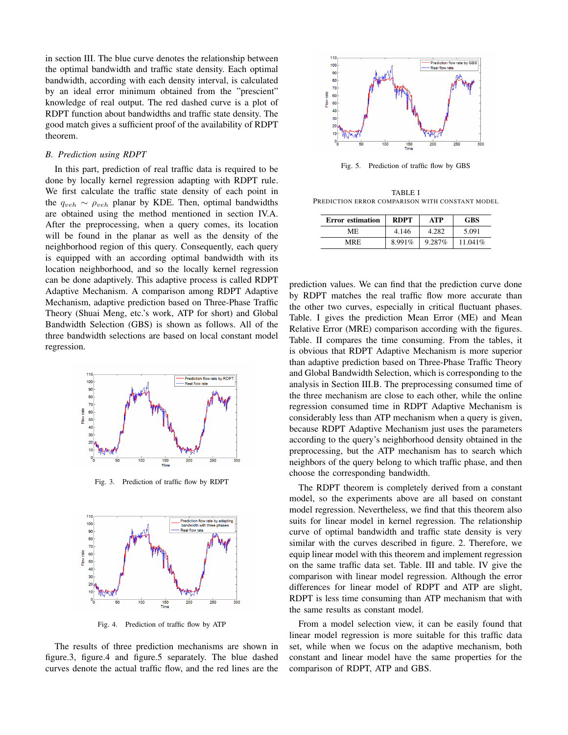in section III. The blue curve denotes the relationship between the optimal bandwidth and traffic state density. Each optimal bandwidth, according with each density interval, is calculated by an ideal error minimum obtained from the "prescient" knowledge of real output. The red dashed curve is a plot of RDPT function about bandwidths and traffic state density. The good match gives a sufficient proof of the availability of RDPT theorem.

### *B. Prediction using RDPT*

In this part, prediction of real traffic data is required to be done by locally kernel regression adapting with RDPT rule. We first calculate the traffic state density of each point in the $q_{veh} \sim \rho_{veh}$ planar by KDE. Then, optimal bandwidths are obtained using the method mentioned in section IV.A. After the preprocessing, when a query comes, its location will be found in the planar as well as the density of the neighborhood region of this query. Consequently, each query is equipped with an according optimal bandwidth with its location neighborhood, and so the locally kernel regression can be done adaptively. This adaptive process is called RDPT Adaptive Mechanism. A comparison among RDPT Adaptive Mechanism, adaptive prediction based on Three-Phase Traffic Theory (Shuai Meng, etc.'s work, ATP for short) and Global Bandwidth Selection (GBS) is shown as follows. All of the three bandwidth selections are based on local constant model regression.

Fig. 3. Prediction of traffic flow by RDPT

Fig. 4. Prediction of traffic flow by ATP

The results of three prediction mechanisms are shown in figure.3, figure.4 and figure.5 separately. The blue dashed curves denote the actual traffic flow, and the red lines are the prediction values. We can find that the prediction curve done by RDPT matches the real traffic flow more accurate than the other two curves, especially in critical fluctuant phases. Table. I gives the prediction Mean Error (ME) and Mean Relative Error (MRE) comparison according with the figures. Table. II compares the time consuming. From the tables, it is obvious that RDPT Adaptive Mechanism is more superior than adaptive prediction based on Three-Phase Traffic Theory and Global Bandwidth Selection, which is corresponding to the analysis in Section III.B. The preprocessing consumed time of the three mechanism are close to each other, while the online regression consumed time in RDPT Adaptive Mechanism is considerably less than ATP mechanism when a query is given, because RDPT Adaptive Mechanism just uses the parameters according to the query's neighborhood density obtained in the preprocessing, but the ATP mechanism has to search which neighbors of the query belong to which traffic phase, and then choose the corresponding bandwidth.

Fig. 5. Prediction of traffic flow by GBS

TABLE I
PREDICTION ERROR COMPARISON WITH CONSTANT MODEL

| Error estimation | RDPT | ATP | GBS |
|---|---|---|---|
| ME | 4.146 | 4.282 | 5.091 |
| MRE | 8.991% | 9.287% | 11.041% |

The RDPT theorem is completely derived from a constant model, so the experiments above are all based on constant model regression. Nevertheless, we find that this theorem also suits for linear model in kernel regression. The relationship curve of optimal bandwidth and traffic state density is very similar with the curves described in figure. 2. Therefore, we equip linear model with this theorem and implement regression on the same traffic data set. Table. III and table. IV give the comparison with linear model regression. Although the error differences for linear model of RDPT and ATP are slight, RDPT is less time consuming than ATP mechanism that with the same results as constant model.

From a model selection view, it can be easily found that linear model regression is more suitable for this traffic data set, while when we focus on the adaptive mechanism, both constant and linear model have the same properties for the comparison of RDPT, ATP and GBS.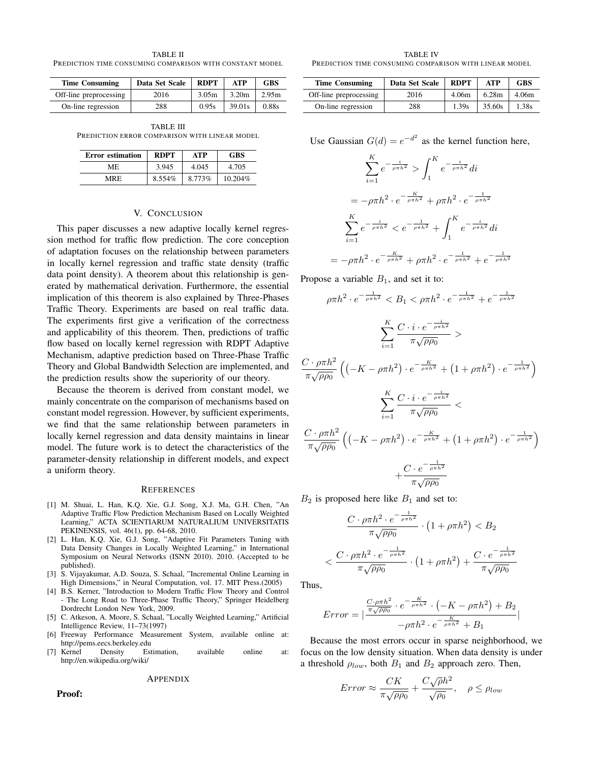TABLE II
PREDICTION TIME CONSUMING COMPARISON WITH CONSTANT MODEL

| Time Consuming | Data Set Scale | RDPT | ATP | GBS |
|---|---|---|---|---|
| Off-line preprocessing | 2016 | 3.05m | 3.20m | 2.95m |
| On-line regression | 288 | 0.95s | 39.01s | 0.88s |

TABLE III
PREDICTION ERROR COMPARISON WITH LINEAR MODEL

| Error estimation | RDPT | ATP | GBS |
|---|---|---|---|
| ME | 3.945 | 4.045 | 4.705 |
| MRE | 8.554% | 8.773% | 10.204% |

## V. CONCLUSION

This paper discusses a new adaptive locally kernel regression method for traffic flow prediction. The core conception of adaptation focuses on the relationship between parameters in locally kernel regression and traffic state density (traffic data point density). A theorem about this relationship is generated by mathematical derivation. Furthermore, the essential implication of this theorem is also explained by Three-Phases Traffic Theory. Experiments are based on real traffic data. The experiments first give a verification of the correctness and applicability of this theorem. Then, predictions of traffic flow based on locally kernel regression with RDPT Adaptive Mechanism, adaptive prediction based on Three-Phase Traffic Theory and Global Bandwidth Selection are implemented, and the prediction results show the superiority of our theory.

Because the theorem is derived from constant model, we mainly concentrate on the comparison of mechanisms based on constant model regression. However, by sufficient experiments, we find that the same relationship between parameters in locally kernel regression and data density maintains in linear model. The future work is to detect the characteristics of the parameter-density relationship in different models, and expect a uniform theory.

## REFERENCES

[1] M. Shuai, L. Han, K.Q. Xie, G.J. Song, X.J. Ma, G.H. Chen, "An Adaptive Traffic Flow Prediction Mechanism Based on Locally Weighted Learning," ACTA SCIENTIARUM NATURALIUM UNIVERSITATIS PEKINENSIS, vol. 46(1), pp. 64-68, 2010.

[2] L. Han, K.Q. Xie, G.J. Song, "Adaptive Fit Parameters Tuning with Data Density Changes in Locally Weighted Learning," in International Symposium on Neural Networks (ISNN 2010). 2010. (Accepted to be published).

[3] S. Vijayakumar, A.D. Souza, S. Schaal, "Incremental Online Learning in High Dimensions," in Neural Computation, vol. 17. MIT Press.(2005)

[4] B.S. Kerner, "Introduction to Modern Traffic Flow Theory and Control - The Long Road to Three-Phase Traffic Theory," Springer Heidelberg Dordrecht London New York, 2009.

[5] C. Atkeson, A. Moore, S. Schaal, "Locally Weighted Learning," Artificial Intelligence Review, 11–73(1997)

[6] Freeway Performance Measurement System, available online at: http://pems.eecs.berkeley.edu

[7] Kernel Density Estimation, available online at: http://en.wikipedia.org/wiki/

## APPENDIX

**Proof:**

TABLE IV
PREDICTION TIME CONSUMING COMPARISON WITH LINEAR MODEL

| Time Consuming | Data Set Scale | RDPT | ATP | GBS |
|---|---|---|---|---|
| Off-line preprocessing | 2016 | 4.06m | 6.28m | 4.06m |
| On-line regression | 288 | 1.39s | 35.60s | 1.38s |

Use Gaussian $G(d) = e^{-d^2}$ as the kernel function here,

$$\sum_{i=1}^{K} e^{-\frac{i}{\rho\pi h^2}} > \int_{1}^{K} e^{-\frac{i}{\rho\pi h^2}} di$$

$$= -\rho\pi h^2 \cdot e^{-\frac{K}{\rho\pi h^2}} + \rho\pi h^2 \cdot e^{-\frac{1}{\rho\pi h^2}}$$

$$\sum_{i=1}^{K} e^{-\frac{i}{\rho\pi h^2}} < e^{-\frac{1}{\rho\pi h^2}} + \int_{1}^{K} e^{-\frac{i}{\rho\pi h^2}} di$$

$$= -\rho\pi h^2 \cdot e^{-\frac{K}{\rho\pi h^2}} + \rho\pi h^2 \cdot e^{-\frac{1}{\rho\pi h^2}} + e^{-\frac{1}{\rho\pi h^2}}$$

Propose a variable $B_1$, and set it to:

$$\rho\pi h^2 \cdot e^{-\frac{1}{\rho\pi h^2}} < B_1 < \rho\pi h^2 \cdot e^{-\frac{1}{\rho\pi h^2}} + e^{-\frac{1}{\rho\pi h^2}}$$

$$\sum_{i=1}^{K} \frac{C \cdot i \cdot e^{-\frac{i}{\rho\pi h^2}}}{\pi\sqrt{\rho\rho_0}} >$$

$$\frac{C \cdot \rho\pi h^2}{\pi\sqrt{\rho\rho_0}} \left( \left(-K - \rho\pi h^2\right) \cdot e^{-\frac{K}{\rho\pi h^2}} + \left(1 + \rho\pi h^2\right) \cdot e^{-\frac{1}{\rho\pi h^2}} \right)$$

$$\sum_{i=1}^{K} \frac{C \cdot i \cdot e^{-\frac{i}{\rho\pi h^2}}}{\pi\sqrt{\rho\rho_0}} <$$

$$\frac{C \cdot \rho\pi h^2}{\pi\sqrt{\rho\rho_0}} \left( \left(-K - \rho\pi h^2\right) \cdot e^{-\frac{K}{\rho\pi h^2}} + \left(1 + \rho\pi h^2\right) \cdot e^{-\frac{1}{\rho\pi h^2}} \right)$$

$$+ \frac{C \cdot e^{-\frac{1}{\rho\pi h^2}}}{\pi\sqrt{\rho\rho_0}}$$

$B_2$ is proposed here like $B_1$ and set to:

$$\frac{C \cdot \rho\pi h^2 \cdot e^{-\frac{1}{\rho\pi h^2}}}{\pi\sqrt{\rho\rho_0}} \cdot \left(1 + \rho\pi h^2\right) < B_2$$

$$< \frac{C \cdot \rho\pi h^2 \cdot e^{-\frac{1}{\rho\pi h^2}}}{\pi\sqrt{\rho\rho_0}} \cdot \left(1 + \rho\pi h^2\right) + \frac{C \cdot e^{-\frac{1}{\rho\pi h^2}}}{\pi\sqrt{\rho\rho_0}}$$

Thus,

$$Error = \left| \frac{\frac{C \cdot \rho\pi h^2}{\pi\sqrt{\rho\rho_0}} \cdot e^{-\frac{K}{\rho\pi h^2}} \cdot \left(-K - \rho\pi h^2\right) + B_2}{-\rho\pi h^2 \cdot e^{-\frac{K}{\rho\pi h^2}} + B_1} \right|$$

Because the most errors occur in sparse neighborhood, we focus on the low density situation. When data density is under a threshold $\rho_{low}$, both $B_1$ and $B_2$ approach zero. Then,

$$Error \approx \frac{CK}{\pi\sqrt{\rho\rho_0}} + \frac{C\sqrt{\rho}h^2}{\sqrt{\rho_0}}, \quad \rho \leq \rho_{low}$$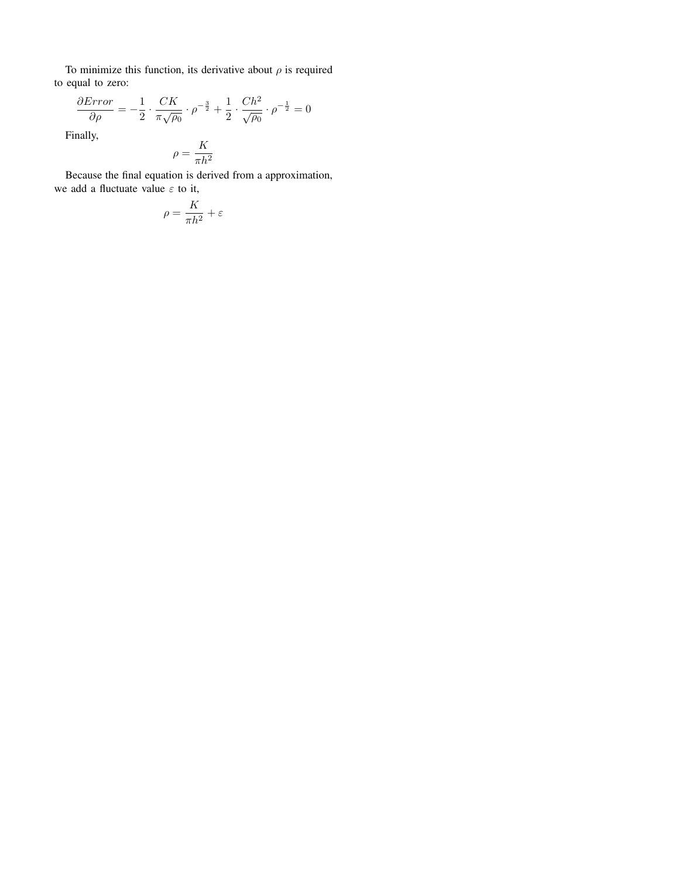To minimize this function, its derivative about $\rho$ is required to equal to zero:

$$\frac{\partial Error}{\partial \rho} = -\frac{1}{2} \cdot \frac{CK}{\pi\sqrt{\rho_0}} \cdot \rho^{-\frac{3}{2}} + \frac{1}{2} \cdot \frac{Ch^2}{\sqrt{\rho_0}} \cdot \rho^{-\frac{1}{2}} = 0$$

Finally,

$$\rho = \frac{K}{\pi h^2}$$

Because the final equation is derived from a approximation, we add a fluctuate value $\varepsilon$ to it,

$$\rho = \frac{K}{\pi h^2} + \varepsilon$$